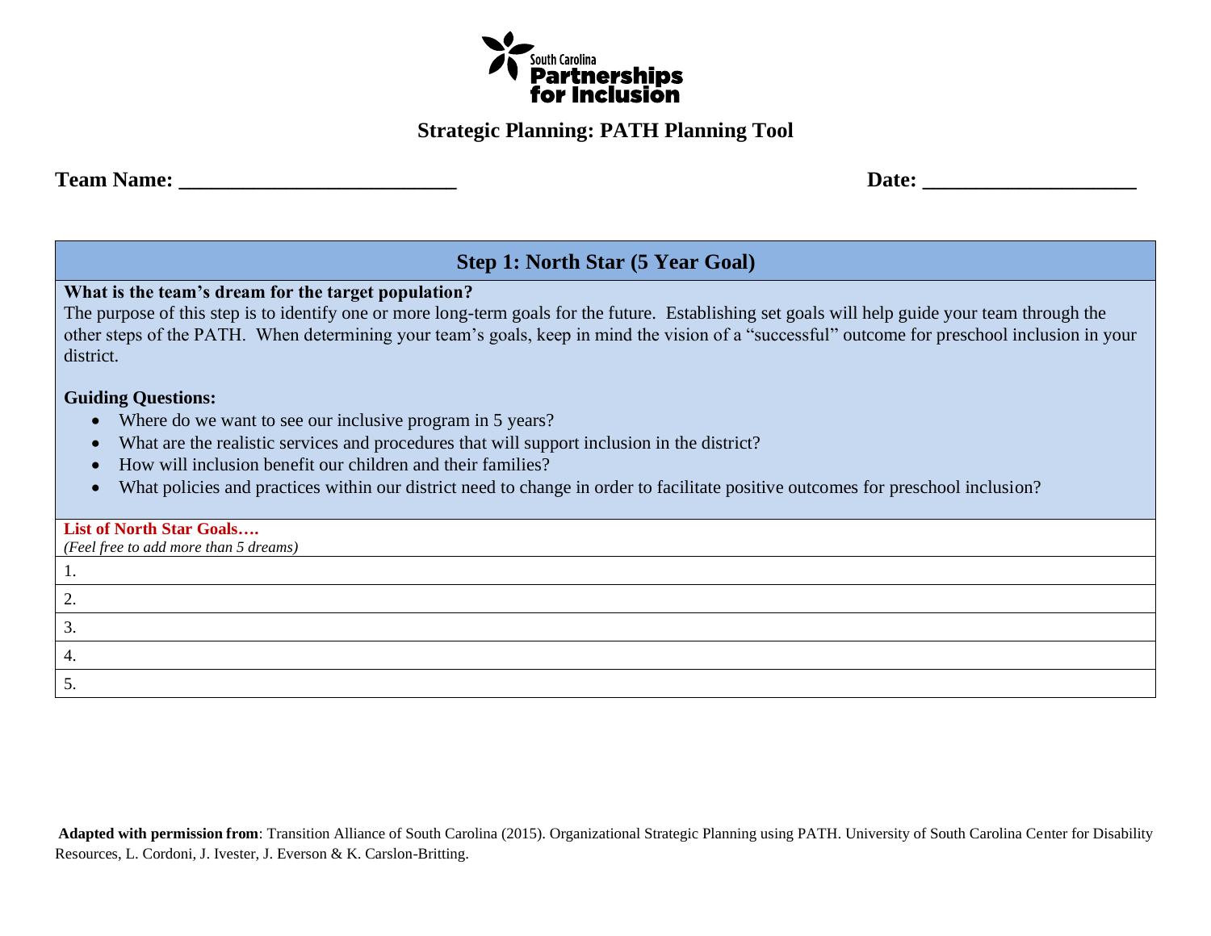South Carolina **Partnerships for Inclusion**

# Strategic Planning: PATH Planning Tool

**Team Name: ___________________________** **Date: ____________________**

## Step 1: North Star (5 Year Goal)

**What is the team's dream for the target population?**

The purpose of this step is to identify one or more long-term goals for the future. Establishing set goals will help guide your team through the other steps of the PATH. When determining your team's goals, keep in mind the vision of a "successful" outcome for preschool inclusion in your district.

**Guiding Questions:**

- Where do we want to see our inclusive program in 5 years?
- What are the realistic services and procedures that will support inclusion in the district?
- How will inclusion benefit our children and their families?
- What policies and practices within our district need to change in order to facilitate positive outcomes for preschool inclusion?

| **List of North Star Goals….** *(Feel free to add more than 5 dreams)* |
|---|
| 1. |
| 2. |
| 3. |
| 4. |
| 5. |

**Adapted with permission from**: Transition Alliance of South Carolina (2015). Organizational Strategic Planning using PATH. University of South Carolina Center for Disability Resources, L. Cordoni, J. Ivester, J. Everson & K. Carslon-Britting.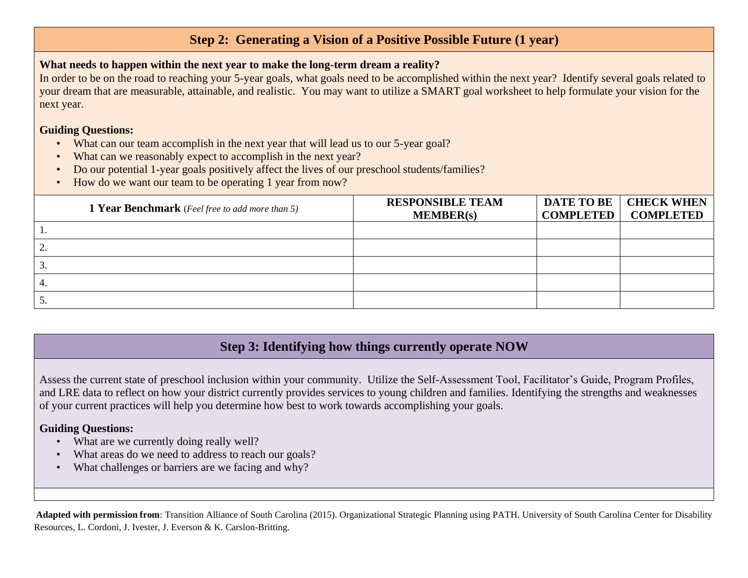## Step 2: Generating a Vision of a Positive Possible Future (1 year)

**What needs to happen within the next year to make the long-term dream a reality?**
In order to be on the road to reaching your 5-year goals, what goals need to be accomplished within the next year? Identify several goals related to your dream that are measurable, attainable, and realistic. You may want to utilize a SMART goal worksheet to help formulate your vision for the next year.

**Guiding Questions:**

- What can our team accomplish in the next year that will lead us to our 5-year goal?
- What can we reasonably expect to accomplish in the next year?
- Do our potential 1-year goals positively affect the lives of our preschool students/families?
- How do we want our team to be operating 1 year from now?

| **1 Year Benchmark** (*Feel free to add more than 5*) | **RESPONSIBLE TEAM MEMBER(s)** | **DATE TO BE COMPLETED** | **CHECK WHEN COMPLETED** |
|---|---|---|---|
| 1. | | | |
| 2. | | | |
| 3. | | | |
| 4. | | | |
| 5. | | | |

## Step 3: Identifying how things currently operate NOW

Assess the current state of preschool inclusion within your community. Utilize the Self-Assessment Tool, Facilitator's Guide, Program Profiles, and LRE data to reflect on how your district currently provides services to young children and families. Identifying the strengths and weaknesses of your current practices will help you determine how best to work towards accomplishing your goals.

**Guiding Questions:**

- What are we currently doing really well?
- What areas do we need to address to reach our goals?
- What challenges or barriers are we facing and why?

**Adapted with permission from**: Transition Alliance of South Carolina (2015). Organizational Strategic Planning using PATH. University of South Carolina Center for Disability Resources, L. Cordoni, J. Ivester, J. Everson & K. Carslon-Britting.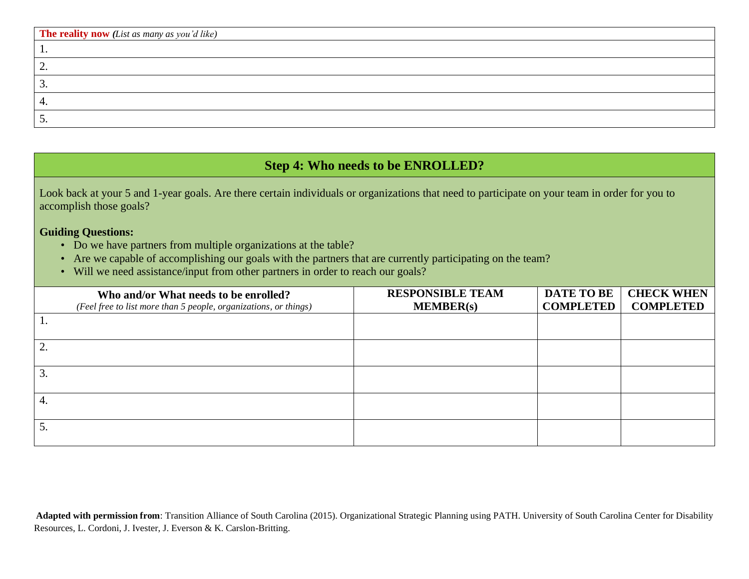| **The reality now** *(List as many as you'd like)* |
|---|
| 1. |
| 2. |
| 3. |
| 4. |
| 5. |

## Step 4: Who needs to be ENROLLED?

Look back at your 5 and 1-year goals. Are there certain individuals or organizations that need to participate on your team in order for you to accomplish those goals?

**Guiding Questions:**

- Do we have partners from multiple organizations at the table?
- Are we capable of accomplishing our goals with the partners that are currently participating on the team?
- Will we need assistance/input from other partners in order to reach our goals?

| **Who and/or What needs to be enrolled?** *(Feel free to list more than 5 people, organizations, or things)* | **RESPONSIBLE TEAM MEMBER(s)** | **DATE TO BE COMPLETED** | **CHECK WHEN COMPLETED** |
|---|---|---|---|
| 1. | | | |
| 2. | | | |
| 3. | | | |
| 4. | | | |
| 5. | | | |

**Adapted with permission from**: Transition Alliance of South Carolina (2015). Organizational Strategic Planning using PATH. University of South Carolina Center for Disability Resources, L. Cordoni, J. Ivester, J. Everson & K. Carslon-Britting.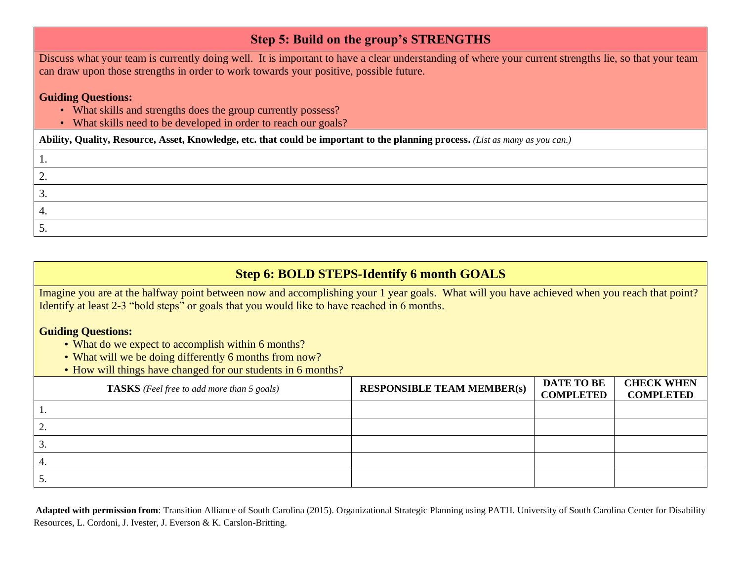## Step 5: Build on the group's STRENGTHS

Discuss what your team is currently doing well. It is important to have a clear understanding of where your current strengths lie, so that your team can draw upon those strengths in order to work towards your positive, possible future.

**Guiding Questions:**

- What skills and strengths does the group currently possess?
- What skills need to be developed in order to reach our goals?

| **Ability, Quality, Resource, Asset, Knowledge, etc. that could be important to the planning process.** *(List as many as you can.)* |
|---|
| 1. |
| 2. |
| 3. |
| 4. |
| 5. |

## Step 6: BOLD STEPS-Identify 6 month GOALS

Imagine you are at the halfway point between now and accomplishing your 1 year goals. What will you have achieved when you reach that point? Identify at least 2-3 "bold steps" or goals that you would like to have reached in 6 months.

**Guiding Questions:**

- What do we expect to accomplish within 6 months?
- What will we be doing differently 6 months from now?
- How will things have changed for our students in 6 months?

| **TASKS** *(Feel free to add more than 5 goals)* | **RESPONSIBLE TEAM MEMBER(s)** | **DATE TO BE COMPLETED** | **CHECK WHEN COMPLETED** |
|---|---|---|---|
| 1. | | | |
| 2. | | | |
| 3. | | | |
| 4. | | | |
| 5. | | | |

**Adapted with permission from**: Transition Alliance of South Carolina (2015). Organizational Strategic Planning using PATH. University of South Carolina Center for Disability Resources, L. Cordoni, J. Ivester, J. Everson & K. Carslon-Britting.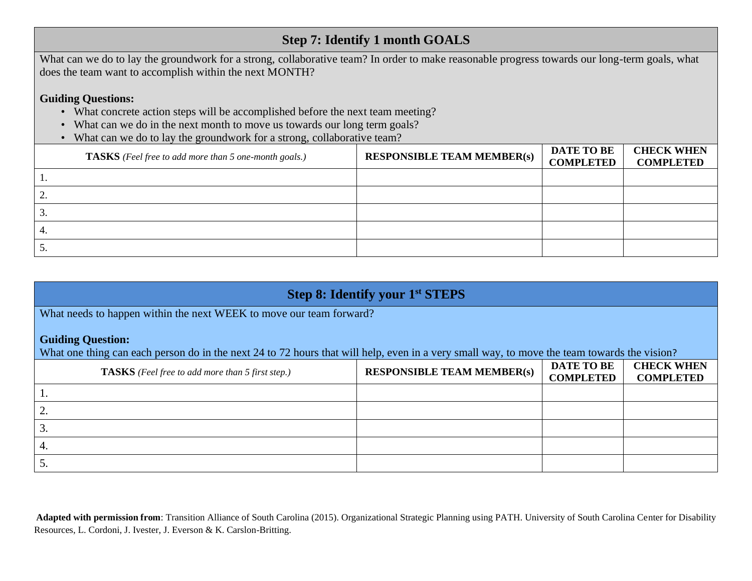## Step 7: Identify 1 month GOALS

What can we do to lay the groundwork for a strong, collaborative team? In order to make reasonable progress towards our long-term goals, what does the team want to accomplish within the next MONTH?

**Guiding Questions:**

- What concrete action steps will be accomplished before the next team meeting?
- What can we do in the next month to move us towards our long term goals?
- What can we do to lay the groundwork for a strong, collaborative team?

| **TASKS** *(Feel free to add more than 5 one-month goals.)* | **RESPONSIBLE TEAM MEMBER(s)** | **DATE TO BE COMPLETED** | **CHECK WHEN COMPLETED** |
|---|---|---|---|
| 1. | | | |
| 2. | | | |
| 3. | | | |
| 4. | | | |
| 5. | | | |

## Step 8: Identify your 1st STEPS

What needs to happen within the next WEEK to move our team forward?

**Guiding Question:**
What one thing can each person do in the next 24 to 72 hours that will help, even in a very small way, to move the team towards the vision?

| **TASKS** *(Feel free to add more than 5 first step.)* | **RESPONSIBLE TEAM MEMBER(s)** | **DATE TO BE COMPLETED** | **CHECK WHEN COMPLETED** |
|---|---|---|---|
| 1. | | | |
| 2. | | | |
| 3. | | | |
| 4. | | | |
| 5. | | | |

**Adapted with permission from**: Transition Alliance of South Carolina (2015). Organizational Strategic Planning using PATH. University of South Carolina Center for Disability Resources, L. Cordoni, J. Ivester, J. Everson & K. Carslon-Britting.